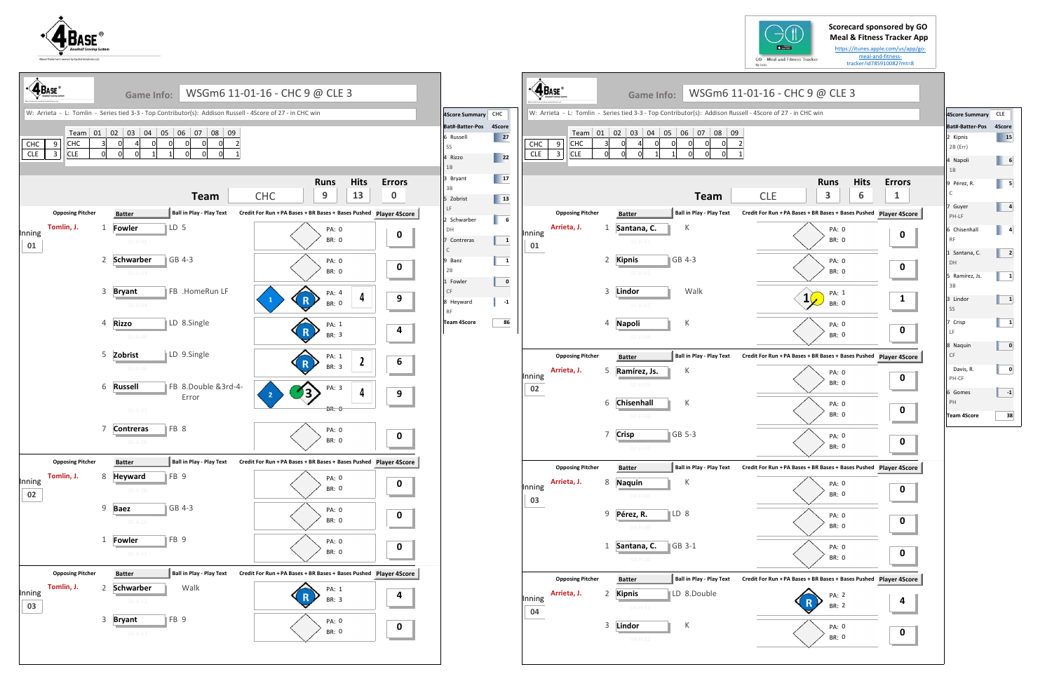Scorecard sponsored by GO Meal & Fitness Tracker App
https://itunes.apple.com/us/app/go-meal-and-fitness-tracker/id785910082?mt=8

## Game Info: WSGm6 11-01-16 - CHC 9 @ CLE 3

W: Arrieta - L: Tomlin - Series tied 3-3 - Top Contributor(s): Addison Russell - 4Score of 27 - in CHC win

| | | Team | 01 | 02 | 03 | 04 | 05 | 06 | 07 | 08 | 09 |
|---|---|---|---|---|---|---|---|---|---|---|---|
| CHC | 9 | CHC | 3 | 0 | 4 | 0 | 0 | 0 | 0 | 0 | 2 |
| CLE | 3 | CLE | 0 | 0 | 0 | 1 | 1 | 0 | 0 | 0 | 1 |

| Team | Runs | Hits | Errors |
|---|---|---|---|
| CHC | 9 | 13 | 0 |

| Inning | Opposing Pitcher | # | Batter | Ball in Play - Play Text | PA | BR | Player 4Score |
|---|---|---|---|---|---|---|---|
| 01 | Tomlin, J. | 1 | Fowler | LD 5 | 0 | 0 | 0 |
| | | 2 | Schwarber | GB 4-3 | 0 | 0 | 0 |
| | | 3 | Bryant | FB .HomeRun LF | 4 | 0 | 9 |
| | | 4 | Rizzo | LD 8.Single | 1 | 3 | 4 |
| | | 5 | Zobrist | LD 9.Single | 1 | 3 | 6 |
| | | 6 | Russell | FB 8.Double &3rd-4-Error | 3 | 0 | 9 |
| | | 7 | Contreras | FB 8 | 0 | 0 | 0 |
| 02 | Tomlin, J. | 8 | Heyward | FB 9 | 0 | 0 | 0 |
| | | 9 | Baez | GB 4-3 | 0 | 0 | 0 |
| | | 1 | Fowler | FB 9 | 0 | 0 | 0 |
| 03 | Tomlin, J. | 2 | Schwarber | Walk | 1 | 3 | 4 |
| | | 3 | Bryant | FB 9 | 0 | 0 | 0 |

| 4Score Summary | CHC |
|---|---|
| Bat#-Batter-Pos | 4Score |
| 6 Russell SS | 27 |
| 4 Rizzo 1B | 22 |
| 3 Bryant 3B | 17 |
| 5 Zobrist LF | 13 |
| 2 Schwarber DH | 6 |
| 7 Contreras C | 1 |
| 9 Baez 2B | 1 |
| 1 Fowler CF | 0 |
| 8 Heyward RF | -1 |
| Team 4Score | 86 |

## Game Info: WSGm6 11-01-16 - CHC 9 @ CLE 3

W: Arrieta - L: Tomlin - Series tied 3-3 - Top Contributor(s): Addison Russell - 4Score of 27 - in CHC win

| | | Team | 01 | 02 | 03 | 04 | 05 | 06 | 07 | 08 | 09 |
|---|---|---|---|---|---|---|---|---|---|---|---|
| CHC | 9 | CHC | 3 | 0 | 4 | 0 | 0 | 0 | 0 | 0 | 2 |
| CLE | 3 | CLE | 0 | 0 | 0 | 1 | 1 | 0 | 0 | 0 | 1 |

| Team | Runs | Hits | Errors |
|---|---|---|---|
| CLE | 3 | 6 | 1 |

| Inning | Opposing Pitcher | # | Batter | Ball in Play - Play Text | PA | BR | Player 4Score |
|---|---|---|---|---|---|---|---|
| 01 | Arrieta, J. | 1 | Santana, C. | K | 0 | 0 | 0 |
| | | 2 | Kipnis | GB 4-3 | 0 | 0 | 0 |
| | | 3 | Lindor | Walk | 1 | 0 | 1 |
| | | 4 | Napoli | K | 0 | 0 | 0 |
| 02 | Arrieta, J. | 5 | Ramírez, Js. | K | 0 | 0 | 0 |
| | | 6 | Chisenhall | K | 0 | 0 | 0 |
| | | 7 | Crisp | GB 5-3 | 0 | 0 | 0 |
| 03 | Arrieta, J. | 8 | Naquin | K | 0 | 0 | 0 |
| | | 9 | Pérez, R. | LD 8 | 0 | 0 | 0 |
| | | 1 | Santana, C. | GB 3-1 | 0 | 0 | 0 |
| 04 | Arrieta, J. | 2 | Kipnis | LD 8.Double | 2 | 2 | 4 |
| | | 3 | Lindor | K | 0 | 0 | 0 |

| 4Score Summary | CLE |
|---|---|
| Bat#-Batter-Pos | 4Score |
| 2 Kipnis 2B (Err) | 15 |
| 4 Napoli 1B | 6 |
| 9 Pérez, R. C | 5 |
| 7 Guyer PH-LF | 4 |
| 6 Chisenhall RF | 4 |
| 1 Santana, C. DH | 2 |
| 5 Ramírez, Js. 3B | 1 |
| 3 Lindor SS | 1 |
| 7 Crisp LF | 1 |
| 8 Naquin CF | 0 |
| Davis, R. PH-CF | 0 |
| 6 Gomes PH | -1 |
| Team 4Score | 38 |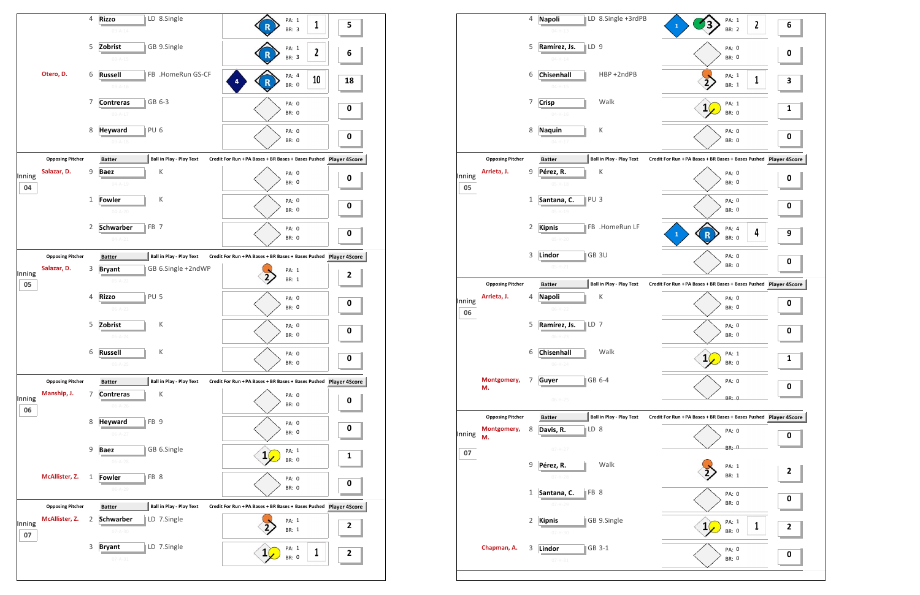| Inning | Opposing Pitcher | # | Batter | Ball in Play - Play Text | PA | BR | Credit For Run | Player 4Score |
|---|---|---|---|---|---|---|---|---|
| | | 4 | Rizzo | LD 8.Single | 1 | 3 | 1 | 5 |
| | | 5 | Zobrist | GB 9.Single | 1 | 3 | 2 | 6 |
| | Otero, D. | 6 | Russell | FB .HomeRun GS-CF | 4 | 0 | 10 | 18 |
| | | 7 | Contreras | GB 6-3 | 0 | 0 | | 0 |
| | | 8 | Heyward | PU 6 | 0 | 0 | | 0 |
| 04 | Salazar, D. | 9 | Baez | K | 0 | 0 | | 0 |
| | | 1 | Fowler | K | 0 | 0 | | 0 |
| | | 2 | Schwarber | FB 7 | 0 | 0 | | 0 |
| 05 | Salazar, D. | 3 | Bryant | GB 6.Single +2ndWP | 1 | 1 | | 2 |
| | | 4 | Rizzo | PU 5 | 0 | 0 | | 0 |
| | | 5 | Zobrist | K | 0 | 0 | | 0 |
| | | 6 | Russell | K | 0 | 0 | | 0 |
| 06 | Manship, J. | 7 | Contreras | K | 0 | 0 | | 0 |
| | | 8 | Heyward | FB 9 | 0 | 0 | | 0 |
| | | 9 | Baez | GB 6.Single | 1 | 0 | | 1 |
| | McAllister, Z. | 1 | Fowler | FB 8 | 0 | 0 | | 0 |
| 07 | McAllister, Z. | 2 | Schwarber | LD 7.Single | 1 | 1 | | 2 |
| | | 3 | Bryant | LD 7.Single | 1 | 0 | 1 | 2 |

| Inning | Opposing Pitcher | # | Batter | Ball in Play - Play Text | PA | BR | Credit For Run | Player 4Score |
|---|---|---|---|---|---|---|---|---|
| | | 4 | Napoli | LD 8.Single +3rdPB | 1 | 2 | 2 | 6 |
| | | 5 | Ramírez, Js. | LD 9 | 0 | 0 | | 0 |
| | | 6 | Chisenhall | HBP +2ndPB | 1 | 1 | 1 | 3 |
| | | 7 | Crisp | Walk | 1 | 0 | | 1 |
| | | 8 | Naquin | K | 0 | 0 | | 0 |
| 05 | Arrieta, J. | 9 | Pérez, R. | K | 0 | 0 | | 0 |
| | | 1 | Santana, C. | PU 3 | 0 | 0 | | 0 |
| | | 2 | Kipnis | FB .HomeRun LF | 4 | 0 | 4 | 9 |
| | | 3 | Lindor | GB 3U | 0 | 0 | | 0 |
| 06 | Arrieta, J. | 4 | Napoli | K | 0 | 0 | | 0 |
| | | 5 | Ramírez, Js. | LD 7 | 0 | 0 | | 0 |
| | | 6 | Chisenhall | Walk | 1 | 0 | | 1 |
| | Montgomery, M. | 7 | Guyer | GB 6-4 | 0 | 0 | | 0 |
| 07 | Montgomery, M. | 8 | Davis, R. | LD 8 | 0 | 0 | | 0 |
| | | 9 | Pérez, R. | Walk | 1 | 1 | | 2 |
| | | 1 | Santana, C. | FB 8 | 0 | 0 | | 0 |
| | | 2 | Kipnis | GB 9.Single | 1 | 0 | 1 | 2 |
| | Chapman, A. | 3 | Lindor | GB 3-1 | 0 | 0 | | 0 |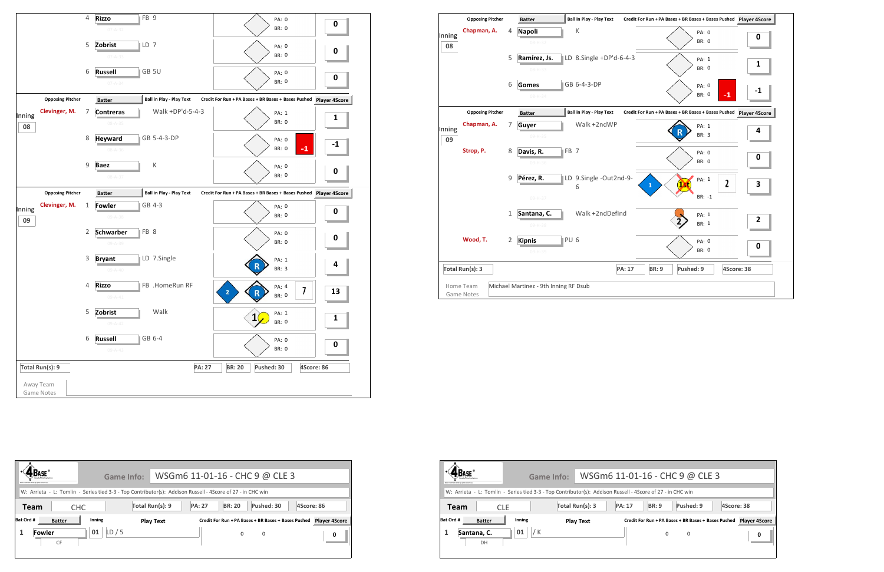## Away Team (CHC) — Innings 08–09

| Inning | Opposing Pitcher | Bat Ord # | Batter | Ball in Play - Play Text | PA | BR | Bases Pushed | Player 4Score |
|---|---|---|---|---|---|---|---|---|
| | | 4 | Rizzo | FB 9 | 0 | 0 | | 0 |
| | | 5 | Zobrist | LD 7 | 0 | 0 | | 0 |
| | | 6 | Russell | GB 5U | 0 | 0 | | 0 |
| 08 | Clevinger, M. | 7 | Contreras | Walk +DP'd-5-4-3 | 1 | 0 | | 1 |
| | | 8 | Heyward | GB 5-4-3-DP | 0 | 0 | -1 | -1 |
| | | 9 | Baez | K | 0 | 0 | | 0 |
| 09 | Clevinger, M. | 1 | Fowler | GB 4-3 | 0 | 0 | | 0 |
| | | 2 | Schwarber | FB 8 | 0 | 0 | | 0 |
| | | 3 | Bryant | LD 7.Single | 1 | 3 | | 4 |
| | | 4 | Rizzo | FB .HomeRun RF | 4 | 0 | 7 | 13 |
| | | 5 | Zobrist | Walk | 1 | 0 | | 1 |
| | | 6 | Russell | GB 6-4 | 0 | 0 | | 0 |

Total Run(s): 9 | PA: 27 | BR: 20 | Pushed: 30 | 4Score: 86

Away Team Game Notes

## Home Team (CLE) — Innings 08–09

| Inning | Opposing Pitcher | Bat Ord # | Batter | Ball in Play - Play Text | PA | BR | Bases Pushed | Player 4Score |
|---|---|---|---|---|---|---|---|---|
| 08 | Chapman, A. | 4 | Napoli | K | 0 | 0 | | 0 |
| | | 5 | Ramírez, Js. | LD 8.Single +DP'd-6-4-3 | 1 | 0 | | 1 |
| | | 6 | Gomes | GB 6-4-3-DP | 0 | 0 | -1 | -1 |
| 09 | Chapman, A. | 7 | Guyer | Walk +2ndWP | 1 | 3 | | 4 |
| | Strop, P. | 8 | Davis, R. | FB 7 | 0 | 0 | | 0 |
| | | 9 | Pérez, R. | LD 9.Single -Out2nd-9-6 | 1 | -1 | 2 | 3 |
| | | 1 | Santana, C. | Walk +2ndDefInd | 1 | 1 | | 2 |
| | Wood, T. | 2 | Kipnis | PU 6 | 0 | 0 | | 0 |

Total Run(s): 3 | PA: 17 | BR: 9 | Pushed: 9 | 4Score: 38

Home Team Game Notes: Michael Martinez - 9th Inning RF Dsub

---

**Game Info:** WSGm6 11-01-16 - CHC 9 @ CLE 3

W: Arrieta - L: Tomlin - Series tied 3-3 - Top Contributor(s): Addison Russell - 4Score of 27 - in CHC win

Team: CHC | Total Run(s): 9 | PA: 27 | BR: 20 | Pushed: 30 | 4Score: 86

| Bat Ord # | Batter | Inning | Play Text | Credit For Run + PA Bases + BR Bases + Bases Pushed | | Player 4Score |
|---|---|---|---|---|---|---|
| 1 | Fowler (CF) | 01 | LD / 5 | 0 | 0 | 0 |

---

**Game Info:** WSGm6 11-01-16 - CHC 9 @ CLE 3

W: Arrieta - L: Tomlin - Series tied 3-3 - Top Contributor(s): Addison Russell - 4Score of 27 - in CHC win

Team: CLE | Total Run(s): 3 | PA: 17 | BR: 9 | Pushed: 9 | 4Score: 38

| Bat Ord # | Batter | Inning | Play Text | Credit For Run + PA Bases + BR Bases + Bases Pushed | | Player 4Score |
|---|---|---|---|---|---|---|
| 1 | Santana, C. (DH) | 01 | / K | 0 | 0 | 0 |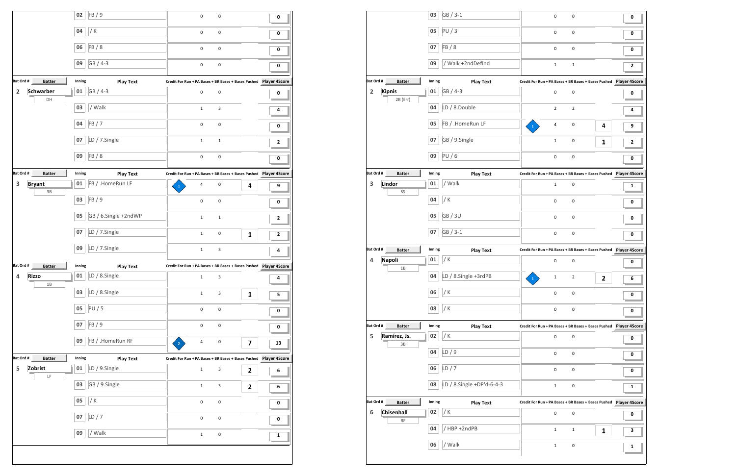| Bat Ord # | Batter | Inning | Play Text | Credit For Run | PA Bases | BR Bases | Bases Pushed | Player 4Score |
|---|---|---|---|---|---|---|---|---|
| | | 02 | FB / 9 | | 0 | 0 | | 0 |
| | | 04 | / K | | 0 | 0 | | 0 |
| | | 06 | FB / 8 | | 0 | 0 | | 0 |
| | | 09 | GB / 4-3 | | 0 | 0 | | 0 |

| Bat Ord # | Batter | Inning | Play Text | Credit For Run | PA Bases | BR Bases | Bases Pushed | Player 4Score |
|---|---|---|---|---|---|---|---|---|
| 2 | Schwarber | 01 | GB / 4-3 | | 0 | 0 | | 0 |
| | DH | 03 | / Walk | | 1 | 3 | | 4 |
| | | 04 | FB / 7 | | 0 | 0 | | 0 |
| | | 07 | LD / 7.Single | | 1 | 1 | | 2 |
| | | 09 | FB / 8 | | 0 | 0 | | 0 |

| Bat Ord # | Batter | Inning | Play Text | Credit For Run | PA Bases | BR Bases | Bases Pushed | Player 4Score |
|---|---|---|---|---|---|---|---|---|
| 3 | Bryant | 01 | FB / .HomeRun LF | 1 | 4 | 0 | 4 | 9 |
| | 3B | 03 | FB / 9 | | 0 | 0 | | 0 |
| | | 05 | GB / 6.Single +2ndWP | | 1 | 1 | | 2 |
| | | 07 | LD / 7.Single | | 1 | 0 | 1 | 2 |
| | | 09 | LD / 7.Single | | 1 | 3 | | 4 |

| Bat Ord # | Batter | Inning | Play Text | Credit For Run | PA Bases | BR Bases | Bases Pushed | Player 4Score |
|---|---|---|---|---|---|---|---|---|
| 4 | Rizzo | 01 | LD / 8.Single | | 1 | 3 | | 4 |
| | 1B | 03 | LD / 8.Single | | 1 | 3 | 1 | 5 |
| | | 05 | PU / 5 | | 0 | 0 | | 0 |
| | | 07 | FB / 9 | | 0 | 0 | | 0 |
| | | 09 | FB / .HomeRun RF | 2 | 4 | 0 | 7 | 13 |

| Bat Ord # | Batter | Inning | Play Text | Credit For Run | PA Bases | BR Bases | Bases Pushed | Player 4Score |
|---|---|---|---|---|---|---|---|---|
| 5 | Zobrist | 01 | LD / 9.Single | | 1 | 3 | 2 | 6 |
| | LF | 03 | GB / 9.Single | | 1 | 3 | 2 | 6 |
| | | 05 | / K | | 0 | 0 | | 0 |
| | | 07 | LD / 7 | | 0 | 0 | | 0 |
| | | 09 | / Walk | | 1 | 0 | | 1 |

| Bat Ord # | Batter | Inning | Play Text | Credit For Run | PA Bases | BR Bases | Bases Pushed | Player 4Score |
|---|---|---|---|---|---|---|---|---|
| | | 03 | GB / 3-1 | | 0 | 0 | | 0 |
| | | 05 | PU / 3 | | 0 | 0 | | 0 |
| | | 07 | FB / 8 | | 0 | 0 | | 0 |
| | | 09 | / Walk +2ndDefInd | | 1 | 1 | | 2 |

| Bat Ord # | Batter | Inning | Play Text | Credit For Run | PA Bases | BR Bases | Bases Pushed | Player 4Score |
|---|---|---|---|---|---|---|---|---|
| 2 | Kipnis | 01 | GB / 4-3 | | 0 | 0 | | 0 |
| | 2B (Err) | 04 | LD / 8.Double | | 2 | 2 | | 4 |
| | | 05 | FB / .HomeRun LF | 1 | 4 | 0 | 4 | 9 |
| | | 07 | GB / 9.Single | | 1 | 0 | 1 | 2 |
| | | 09 | PU / 6 | | 0 | 0 | | 0 |

| Bat Ord # | Batter | Inning | Play Text | Credit For Run | PA Bases | BR Bases | Bases Pushed | Player 4Score |
|---|---|---|---|---|---|---|---|---|
| 3 | Lindor | 01 | / Walk | | 1 | 0 | | 1 |
| | SS | 04 | / K | | 0 | 0 | | 0 |
| | | 05 | GB / 3U | | 0 | 0 | | 0 |
| | | 07 | GB / 3-1 | | 0 | 0 | | 0 |

| Bat Ord # | Batter | Inning | Play Text | Credit For Run | PA Bases | BR Bases | Bases Pushed | Player 4Score |
|---|---|---|---|---|---|---|---|---|
| 4 | Napoli | 01 | / K | | 0 | 0 | | 0 |
| | 1B | 04 | LD / 8.Single +3rdPB | 1 | 1 | 2 | 2 | 6 |
| | | 06 | / K | | 0 | 0 | | 0 |
| | | 08 | / K | | 0 | 0 | | 0 |

| Bat Ord # | Batter | Inning | Play Text | Credit For Run | PA Bases | BR Bases | Bases Pushed | Player 4Score |
|---|---|---|---|---|---|---|---|---|
| 5 | Ramírez, Js. | 02 | / K | | 0 | 0 | | 0 |
| | 3B | 04 | LD / 9 | | 0 | 0 | | 0 |
| | | 06 | LD / 7 | | 0 | 0 | | 0 |
| | | 08 | LD / 8.Single +DP'd-6-4-3 | | 1 | 0 | | 1 |

| Bat Ord # | Batter | Inning | Play Text | Credit For Run | PA Bases | BR Bases | Bases Pushed | Player 4Score |
|---|---|---|---|---|---|---|---|---|
| 6 | Chisenhall | 02 | / K | | 0 | 0 | | 0 |
| | RF | 04 | / HBP +2ndPB | | 1 | 1 | 1 | 3 |
| | | 06 | / Walk | | 1 | 0 | | 1 |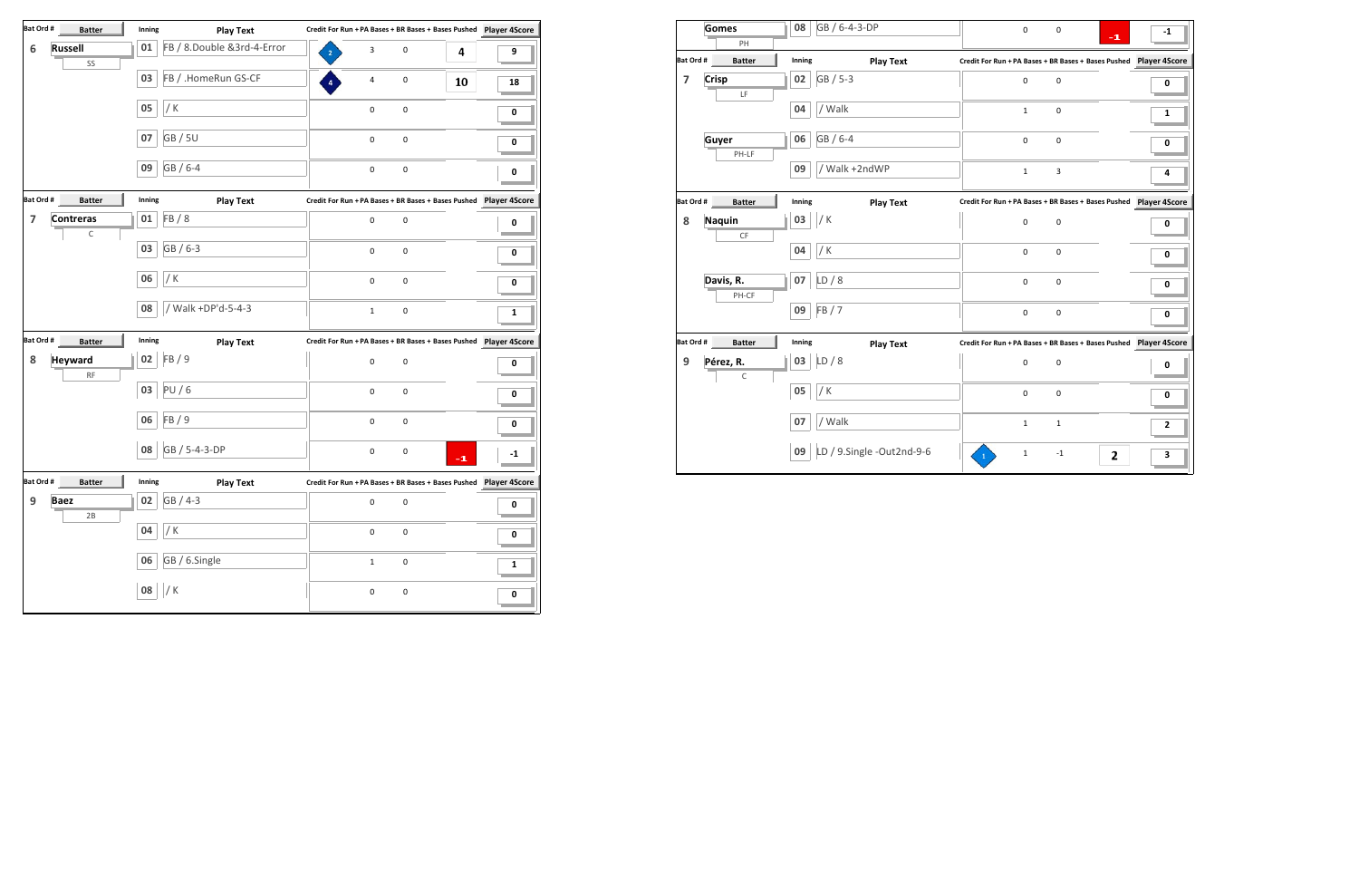| Bat Ord # | Batter | Inning | Play Text | Credit For Run | PA Bases | BR Bases | Bases Pushed | Player 4Score |
|---|---|---|---|---|---|---|---|---|
| 6 | Russell (SS) | 01 | FB / 8.Double &3rd-4-Error | 2 | 3 | 0 | 4 | 9 |
| | | 03 | FB / .HomeRun GS-CF | 4 | 4 | 0 | 10 | 18 |
| | | 05 | / K | | 0 | 0 | | 0 |
| | | 07 | GB / 5U | | 0 | 0 | | 0 |
| | | 09 | GB / 6-4 | | 0 | 0 | | 0 |
| 7 | Contreras (C) | 01 | FB / 8 | | 0 | 0 | | 0 |
| | | 03 | GB / 6-3 | | 0 | 0 | | 0 |
| | | 06 | / K | | 0 | 0 | | 0 |
| | | 08 | / Walk +DP'd-5-4-3 | | 1 | 0 | | 1 |
| 8 | Heyward (RF) | 02 | FB / 9 | | 0 | 0 | | 0 |
| | | 03 | PU / 6 | | 0 | 0 | | 0 |
| | | 06 | FB / 9 | | 0 | 0 | | 0 |
| | | 08 | GB / 5-4-3-DP | | 0 | 0 | -1 | -1 |
| 9 | Baez (2B) | 02 | GB / 4-3 | | 0 | 0 | | 0 |
| | | 04 | / K | | 0 | 0 | | 0 |
| | | 06 | GB / 6.Single | | 1 | 0 | | 1 |
| | | 08 | / K | | 0 | 0 | | 0 |

| Bat Ord # | Batter | Inning | Play Text | Credit For Run | PA Bases | BR Bases | Bases Pushed | Player 4Score |
|---|---|---|---|---|---|---|---|---|
| | Gomes (PH) | 08 | GB / 6-4-3-DP | | 0 | 0 | -1 | -1 |
| 7 | Crisp (LF) | 02 | GB / 5-3 | | 0 | 0 | | 0 |
| | | 04 | / Walk | | 1 | 0 | | 1 |
| | Guyer (PH-LF) | 06 | GB / 6-4 | | 0 | 0 | | 0 |
| | | 09 | / Walk +2ndWP | | 1 | 3 | | 4 |
| 8 | Naquin (CF) | 03 | / K | | 0 | 0 | | 0 |
| | | 04 | / K | | 0 | 0 | | 0 |
| | Davis, R. (PH-CF) | 07 | LD / 8 | | 0 | 0 | | 0 |
| | | 09 | FB / 7 | | 0 | 0 | | 0 |
| 9 | Pérez, R. (C) | 03 | LD / 8 | | 0 | 0 | | 0 |
| | | 05 | / K | | 0 | 0 | | 0 |
| | | 07 | / Walk | | 1 | 1 | | 2 |
| | | 09 | LD / 9.Single -Out2nd-9-6 | 1 | 1 | -1 | 2 | 3 |